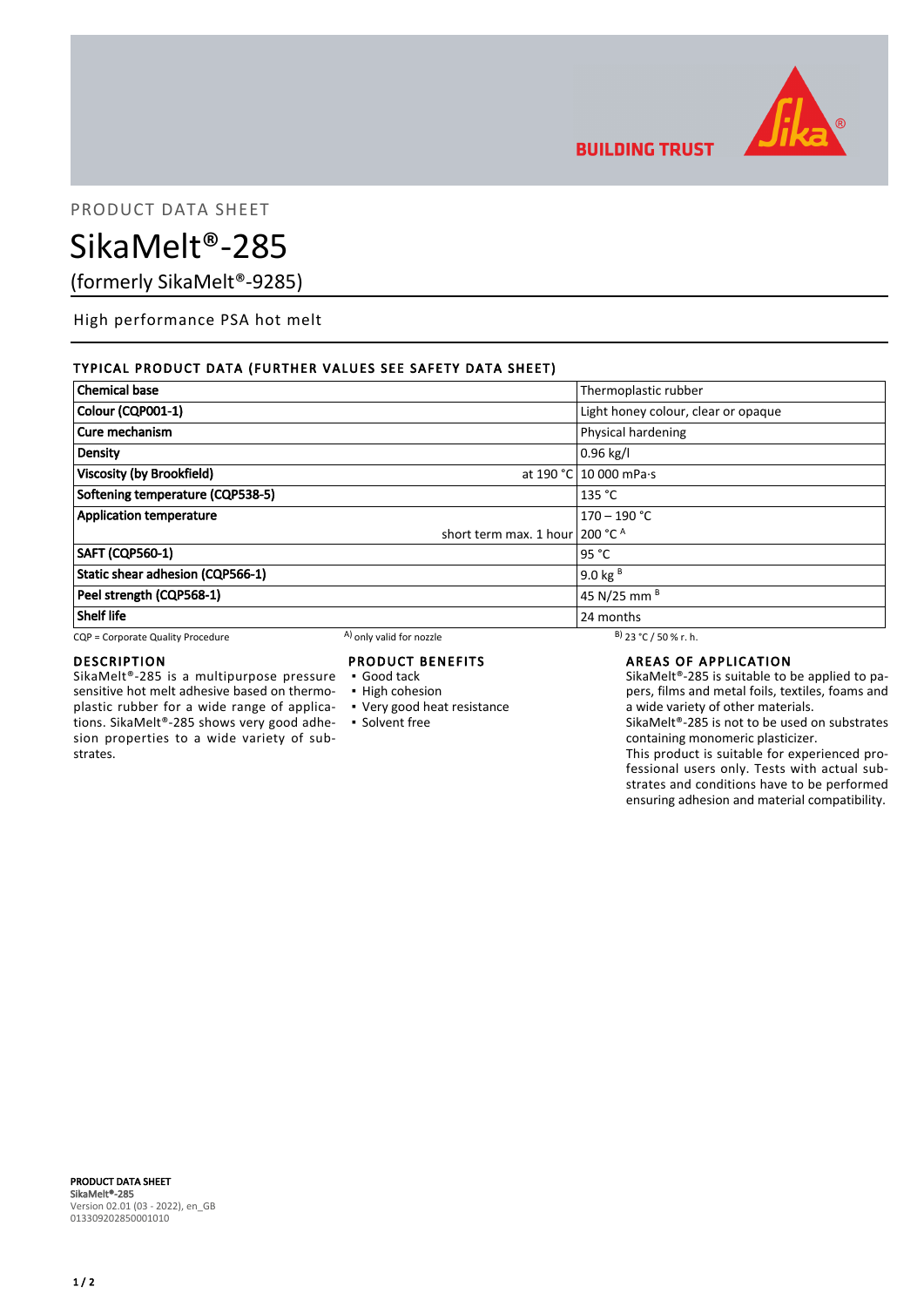PRODUCT DATA SHEET

# SikaMelt®-285

(formerly SikaMelt®-9285)

High performance PSA hot melt

## TYPICAL PRODUCT DATA (FURTHER VALUES SEE SAFETY DATA SHEET)

| | | |
|---|---|---|
| **Chemical base** | | Thermoplastic rubber |
| **Colour (CQP001-1)** | | Light honey colour, clear or opaque |
| **Cure mechanism** | | Physical hardening |
| **Density** | | 0.96 kg/l |
| **Viscosity (by Brookfield)** | at 190 °C | 10 000 mPa·s |
| **Softening temperature (CQP538-5)** | | 135 °C |
| **Application temperature** | | 170 – 190 °C |
| | short term max. 1 hour | 200 °C [A] |
| **SAFT (CQP560-1)** | | 95 °C |
| **Static shear adhesion (CQP566-1)** | | 9.0 kg [B] |
| **Peel strength (CQP568-1)** | | 45 N/25 mm [B] |
| **Shelf life** | | 24 months |

CQP = Corporate Quality Procedure  A) only valid for nozzle  B) 23 °C / 50 % r. h.

## DESCRIPTION

SikaMelt®-285 is a multipurpose pressure sensitive hot melt adhesive based on thermoplastic rubber for a wide range of applications. SikaMelt®-285 shows very good adhesion properties to a wide variety of substrates.

## PRODUCT BENEFITS

- Good tack
- High cohesion
- Very good heat resistance
- Solvent free

## AREAS OF APPLICATION

SikaMelt®-285 is suitable to be applied to papers, films and metal foils, textiles, foams and a wide variety of other materials.

SikaMelt®-285 is not to be used on substrates containing monomeric plasticizer.

This product is suitable for experienced professional users only. Tests with actual substrates and conditions have to be performed ensuring adhesion and material compatibility.

**PRODUCT DATA SHEET**
**SikaMelt®-285**
Version 02.01 (03 - 2022), en_GB
013309202850001010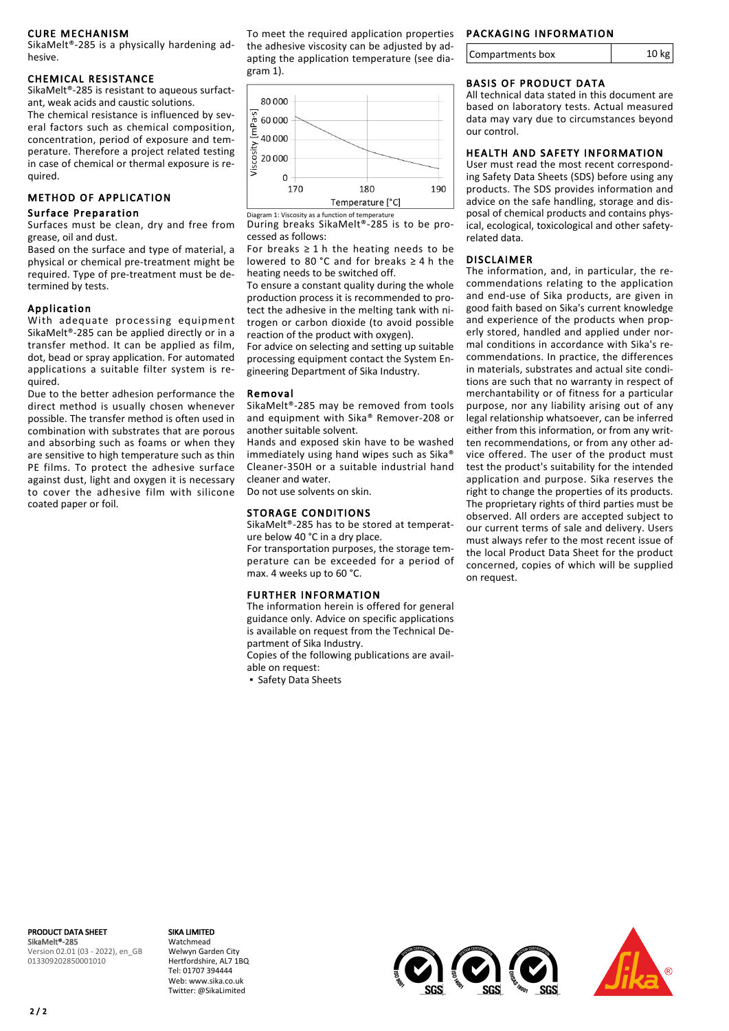## CURE MECHANISM

SikaMelt®-285 is a physically hardening adhesive.

## CHEMICAL RESISTANCE

SikaMelt®-285 is resistant to aqueous surfactant, weak acids and caustic solutions.

The chemical resistance is influenced by several factors such as chemical composition, concentration, period of exposure and temperature. Therefore a project related testing in case of chemical or thermal exposure is required.

## METHOD OF APPLICATION

### Surface Preparation

Surfaces must be clean, dry and free from grease, oil and dust.

Based on the surface and type of material, a physical or chemical pre-treatment might be required. Type of pre-treatment must be determined by tests.

### Application

With adequate processing equipment SikaMelt®-285 can be applied directly or in a transfer method. It can be applied as film, dot, bead or spray application. For automated applications a suitable filter system is required.

Due to the better adhesion performance the direct method is usually chosen whenever possible. The transfer method is often used in combination with substrates that are porous and absorbing such as foams or when they are sensitive to high temperature such as thin PE films. To protect the adhesive surface against dust, light and oxygen it is necessary to cover the adhesive film with silicone coated paper or foil.

To meet the required application properties the adhesive viscosity can be adjusted by adapting the application temperature (see diagram 1).

Viscosity [mPa·s]
80 000
60 000
40 000
20 000
0
170
180
190
Temperature [°C]

Diagram 1: Viscosity as a function of temperature

During breaks SikaMelt®-285 is to be processed as follows:

For breaks ≥ 1 h the heating needs to be lowered to 80 °C and for breaks ≥ 4 h the heating needs to be switched off.

To ensure a constant quality during the whole production process it is recommended to protect the adhesive in the melting tank with nitrogen or carbon dioxide (to avoid possible reaction of the product with oxygen).

For advice on selecting and setting up suitable processing equipment contact the System Engineering Department of Sika Industry.

### Removal

SikaMelt®-285 may be removed from tools and equipment with Sika® Remover-208 or another suitable solvent.

Hands and exposed skin have to be washed immediately using hand wipes such as Sika® Cleaner-350H or a suitable industrial hand cleaner and water.

Do not use solvents on skin.

## STORAGE CONDITIONS

SikaMelt®-285 has to be stored at temperature below 40 °C in a dry place.

For transportation purposes, the storage temperature can be exceeded for a period of max. 4 weeks up to 60 °C.

## FURTHER INFORMATION

The information herein is offered for general guidance only. Advice on specific applications is available on request from the Technical Department of Sika Industry.

Copies of the following publications are available on request:

- Safety Data Sheets

## PACKAGING INFORMATION

| | |
|---|---|
| Compartments box | 10 kg |

## BASIS OF PRODUCT DATA

All technical data stated in this document are based on laboratory tests. Actual measured data may vary due to circumstances beyond our control.

## HEALTH AND SAFETY INFORMATION

User must read the most recent corresponding Safety Data Sheets (SDS) before using any products. The SDS provides information and advice on the safe handling, storage and disposal of chemical products and contains physical, ecological, toxicological and other safety-related data.

## DISCLAIMER

The information, and, in particular, the recommendations relating to the application and end-use of Sika products, are given in good faith based on Sika's current knowledge and experience of the products when properly stored, handled and applied under normal conditions in accordance with Sika's recommendations. In practice, the differences in materials, substrates and actual site conditions are such that no warranty in respect of merchantability or of fitness for a particular purpose, nor any liability arising out of any legal relationship whatsoever, can be inferred either from this information, or from any written recommendations, or from any other advice offered. The user of the product must test the product's suitability for the intended application and purpose. Sika reserves the right to change the properties of its products. The proprietary rights of third parties must be observed. All orders are accepted subject to our current terms of sale and delivery. Users must always refer to the most recent issue of the local Product Data Sheet for the product concerned, copies of which will be supplied on request.

**PRODUCT DATA SHEET**
**SikaMelt®-285**
Version 02.01 (03 - 2022), en_GB
013309202850001010

**SIKA LIMITED**
Watchmead
Welwyn Garden City
Hertfordshire, AL7 1BQ
Tel: 01707 394444
Web: www.sika.co.uk
Twitter: @SikaLimited